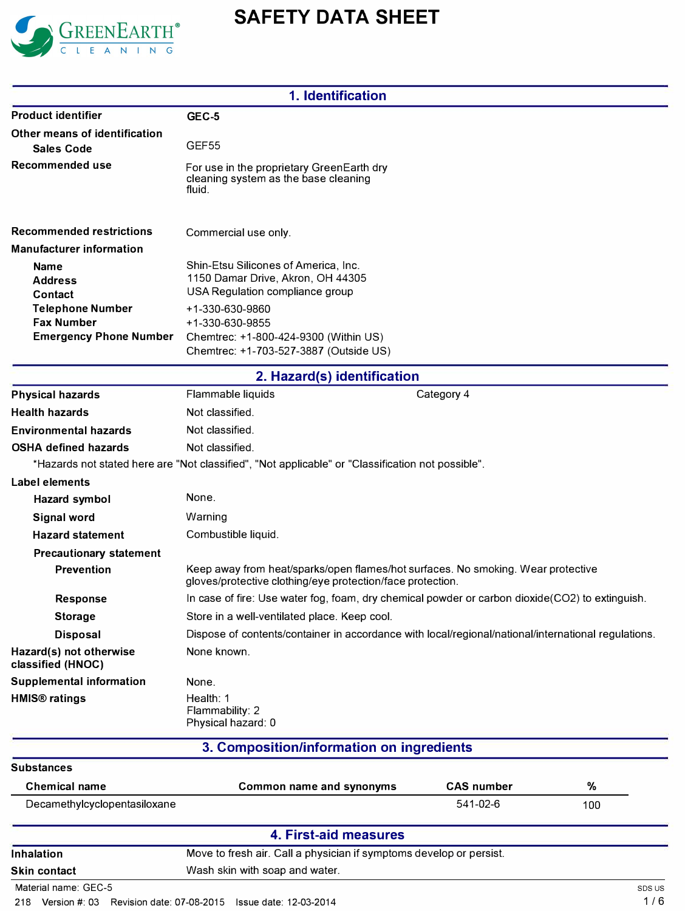# SAFETY DATA SHEET

GreenEarth® CLEANING

## 1. Identification

**Product identifier** GEC-5

**Other means of identification**

**Sales Code** GEF55

**Recommended use** For use in the proprietary GreenEarth dry cleaning system as the base cleaning fluid.

**Recommended restrictions** Commercial use only.

**Manufacturer information**

**Name** Shin-Etsu Silicones of America, Inc.

**Address** 1150 Damar Drive, Akron, OH 44305

**Contact** USA Regulation compliance group

**Telephone Number** +1-330-630-9860

**Fax Number** +1-330-630-9855

**Emergency Phone Number** Chemtrec: +1-800-424-9300 (Within US)
Chemtrec: +1-703-527-3887 (Outside US)

## 2. Hazard(s) identification

**Physical hazards** Flammable liquids Category 4

**Health hazards** Not classified.

**Environmental hazards** Not classified.

**OSHA defined hazards** Not classified.

*Hazards not stated here are "Not classified", "Not applicable" or "Classification not possible".

**Label elements**

**Hazard symbol** None.

**Signal word** Warning

**Hazard statement** Combustible liquid.

**Precautionary statement**

**Prevention** Keep away from heat/sparks/open flames/hot surfaces. No smoking. Wear protective gloves/protective clothing/eye protection/face protection.

**Response** In case of fire: Use water fog, foam, dry chemical powder or carbon dioxide($CO_2$) to extinguish.

**Storage** Store in a well-ventilated place. Keep cool.

**Disposal** Dispose of contents/container in accordance with local/regional/national/international regulations.

**Hazard(s) not otherwise classified (HNOC)** None known.

**Supplemental information** None.

**HMIS® ratings** Health: 1
Flammability: 2
Physical hazard: 0

## 3. Composition/information on ingredients

**Substances**

| Chemical name | Common name and synonyms | CAS number | % |
|---|---|---|---|
| Decamethylcyclopentasiloxane | | 541-02-6 | 100 |

## 4. First-aid measures

**Inhalation** Move to fresh air. Call a physician if symptoms develop or persist.

**Skin contact** Wash skin with soap and water.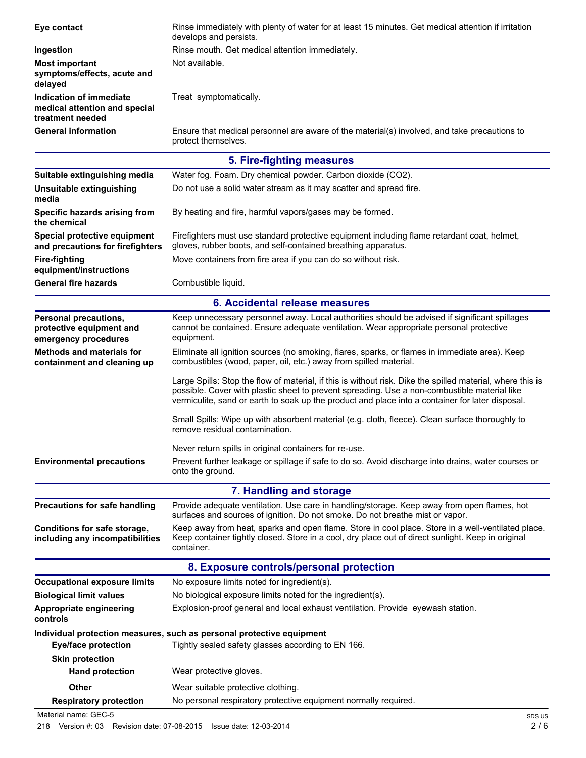| | |
|---|---|
| **Eye contact** | Rinse immediately with plenty of water for at least 15 minutes. Get medical attention if irritation develops and persists. |
| **Ingestion** | Rinse mouth. Get medical attention immediately. |
| **Most important symptoms/effects, acute and delayed** | Not available. |
| **Indication of immediate medical attention and special treatment needed** | Treat symptomatically. |
| **General information** | Ensure that medical personnel are aware of the material(s) involved, and take precautions to protect themselves. |

## 5. Fire-fighting measures

| | |
|---|---|
| **Suitable extinguishing media** | Water fog. Foam. Dry chemical powder. Carbon dioxide ($CO_2$). |
| **Unsuitable extinguishing media** | Do not use a solid water stream as it may scatter and spread fire. |
| **Specific hazards arising from the chemical** | By heating and fire, harmful vapors/gases may be formed. |
| **Special protective equipment and precautions for firefighters** | Firefighters must use standard protective equipment including flame retardant coat, helmet, gloves, rubber boots, and self-contained breathing apparatus. |
| **Fire-fighting equipment/instructions** | Move containers from fire area if you can do so without risk. |
| **General fire hazards** | Combustible liquid. |

## 6. Accidental release measures

| | |
|---|---|
| **Personal precautions, protective equipment and emergency procedures** | Keep unnecessary personnel away. Local authorities should be advised if significant spillages cannot be contained. Ensure adequate ventilation. Wear appropriate personal protective equipment. |
| **Methods and materials for containment and cleaning up** | Eliminate all ignition sources (no smoking, flares, sparks, or flames in immediate area). Keep combustibles (wood, paper, oil, etc.) away from spilled material.<br><br>Large Spills: Stop the flow of material, if this is without risk. Dike the spilled material, where this is possible. Cover with plastic sheet to prevent spreading. Use a non-combustible material like vermiculite, sand or earth to soak up the product and place into a container for later disposal.<br><br>Small Spills: Wipe up with absorbent material (e.g. cloth, fleece). Clean surface thoroughly to remove residual contamination.<br><br>Never return spills in original containers for re-use. |
| **Environmental precautions** | Prevent further leakage or spillage if safe to do so. Avoid discharge into drains, water courses or onto the ground. |

## 7. Handling and storage

| | |
|---|---|
| **Precautions for safe handling** | Provide adequate ventilation. Use care in handling/storage. Keep away from open flames, hot surfaces and sources of ignition. Do not smoke. Do not breathe mist or vapor. |
| **Conditions for safe storage, including any incompatibilities** | Keep away from heat, sparks and open flame. Store in cool place. Store in a well-ventilated place. Keep container tightly closed. Store in a cool, dry place out of direct sunlight. Keep in original container. |

## 8. Exposure controls/personal protection

| | |
|---|---|
| **Occupational exposure limits** | No exposure limits noted for ingredient(s). |
| **Biological limit values** | No biological exposure limits noted for the ingredient(s). |
| **Appropriate engineering controls** | Explosion-proof general and local exhaust ventilation. Provide eyewash station. |

**Individual protection measures, such as personal protective equipment**

| | |
|---|---|
| **Eye/face protection** | Tightly sealed safety glasses according to EN 166. |
| **Skin protection** | |
| **Hand protection** | Wear protective gloves. |
| **Other** | Wear suitable protective clothing. |
| **Respiratory protection** | No personal respiratory protective equipment normally required. |

Material name: GEC-5

218 Version #: 03 Revision date: 07-08-2015 Issue date: 12-03-2014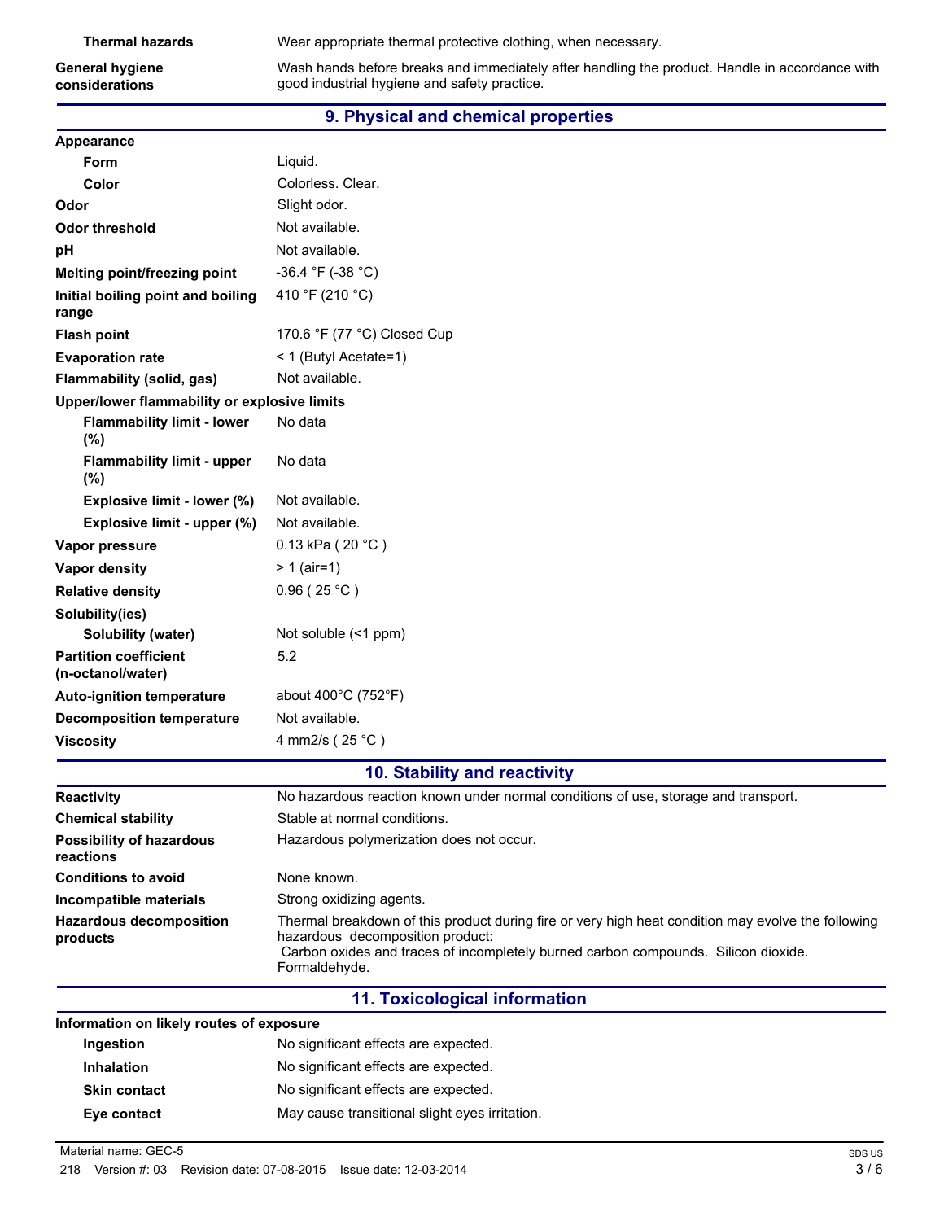| | |
|---|---|
| **Thermal hazards** | Wear appropriate thermal protective clothing, when necessary. |
| **General hygiene considerations** | Wash hands before breaks and immediately after handling the product. Handle in accordance with good industrial hygiene and safety practice. |

## 9. Physical and chemical properties

| | |
|---|---|
| **Appearance** | |
| **Form** | Liquid. |
| **Color** | Colorless. Clear. |
| **Odor** | Slight odor. |
| **Odor threshold** | Not available. |
| **pH** | Not available. |
| **Melting point/freezing point** | -36.4 °F (-38 °C) |
| **Initial boiling point and boiling range** | 410 °F (210 °C) |
| **Flash point** | 170.6 °F (77 °C) Closed Cup |
| **Evaporation rate** | < 1 (Butyl Acetate=1) |
| **Flammability (solid, gas)** | Not available. |
| **Upper/lower flammability or explosive limits** | |
| **Flammability limit - lower (%)** | No data |
| **Flammability limit - upper (%)** | No data |
| **Explosive limit - lower (%)** | Not available. |
| **Explosive limit - upper (%)** | Not available. |
| **Vapor pressure** | 0.13 kPa ( 20 °C ) |
| **Vapor density** | > 1 (air=1) |
| **Relative density** | 0.96 ( 25 °C ) |
| **Solubility(ies)** | |
| **Solubility (water)** | Not soluble (<1 ppm) |
| **Partition coefficient (n-octanol/water)** | 5.2 |
| **Auto-ignition temperature** | about 400°C (752°F) |
| **Decomposition temperature** | Not available. |
| **Viscosity** | 4 mm2/s ( 25 °C ) |

## 10. Stability and reactivity

| | |
|---|---|
| **Reactivity** | No hazardous reaction known under normal conditions of use, storage and transport. |
| **Chemical stability** | Stable at normal conditions. |
| **Possibility of hazardous reactions** | Hazardous polymerization does not occur. |
| **Conditions to avoid** | None known. |
| **Incompatible materials** | Strong oxidizing agents. |
| **Hazardous decomposition products** | Thermal breakdown of this product during fire or very high heat condition may evolve the following hazardous decomposition product: Carbon oxides and traces of incompletely burned carbon compounds. Silicon dioxide. Formaldehyde. |

## 11. Toxicological information

| | |
|---|---|
| **Information on likely routes of exposure** | |
| **Ingestion** | No significant effects are expected. |
| **Inhalation** | No significant effects are expected. |
| **Skin contact** | No significant effects are expected. |
| **Eye contact** | May cause transitional slight eyes irritation. |

Material name: GEC-5

218 Version #: 03 Revision date: 07-08-2015 Issue date: 12-03-2014

SDS US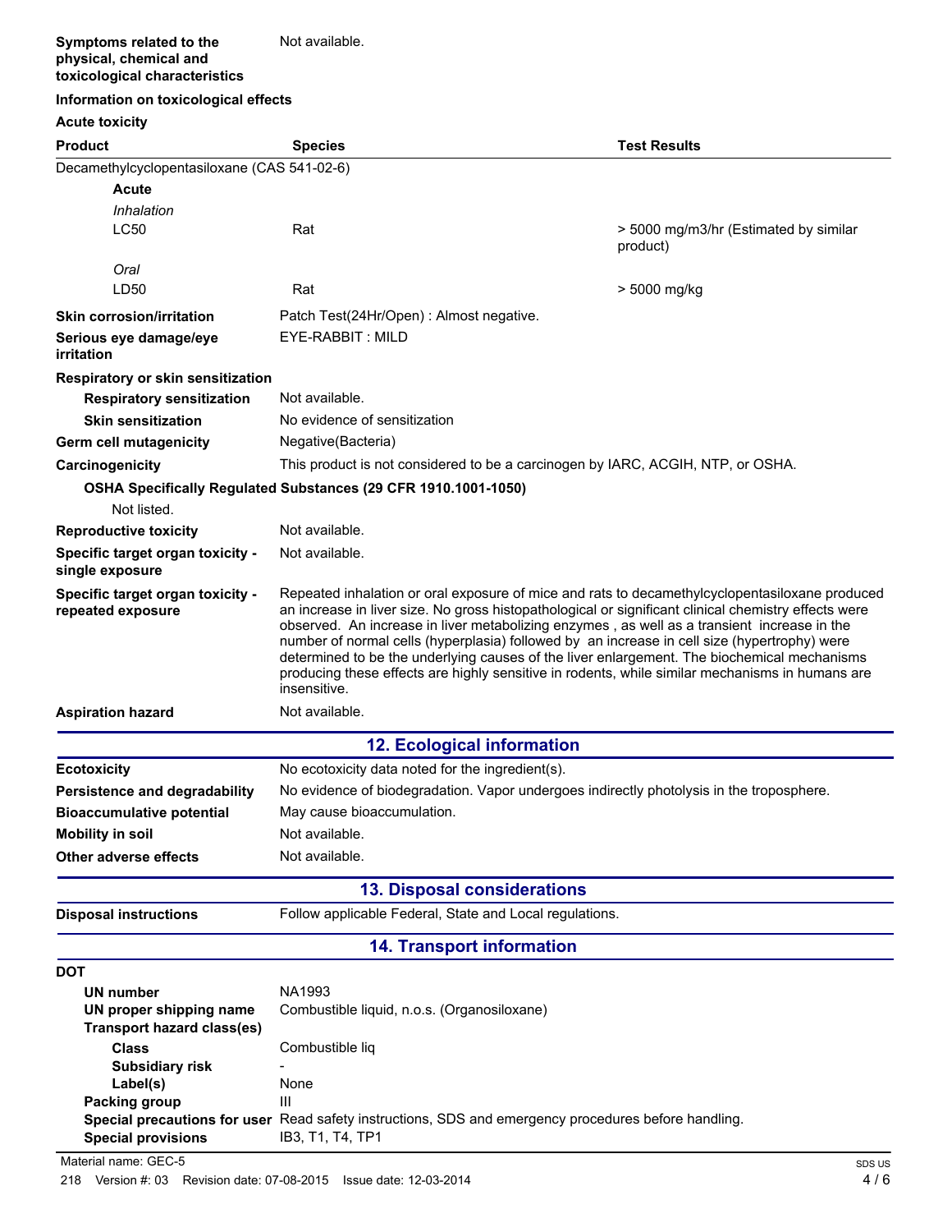**Symptoms related to the physical, chemical and toxicological characteristics** Not available.

**Information on toxicological effects**

**Acute toxicity**

| Product | Species | Test Results |
|---|---|---|
| Decamethylcyclopentasiloxane (CAS 541-02-6) | | |
| **Acute** | | |
| *Inhalation* | | |
| LC50 | Rat | > 5000 mg/m3/hr (Estimated by similar product) |
| *Oral* | | |
| LD50 | Rat | > 5000 mg/kg |

**Skin corrosion/irritation** Patch Test(24Hr/Open) : Almost negative.

**Serious eye damage/eye irritation** EYE-RABBIT : MILD

**Respiratory or skin sensitization**

**Respiratory sensitization** Not available.

**Skin sensitization** No evidence of sensitization

**Germ cell mutagenicity** Negative(Bacteria)

**Carcinogenicity** This product is not considered to be a carcinogen by IARC, ACGIH, NTP, or OSHA.

**OSHA Specifically Regulated Substances (29 CFR 1910.1001-1050)**

Not listed.

**Reproductive toxicity** Not available.

**Specific target organ toxicity - single exposure** Not available.

**Specific target organ toxicity - repeated exposure** Repeated inhalation or oral exposure of mice and rats to decamethylcyclopentasiloxane produced an increase in liver size. No gross histopathological or significant clinical chemistry effects were observed. An increase in liver metabolizing enzymes , as well as a transient increase in the number of normal cells (hyperplasia) followed by an increase in cell size (hypertrophy) were determined to be the underlying causes of the liver enlargement. The biochemical mechanisms producing these effects are highly sensitive in rodents, while similar mechanisms in humans are insensitive.

**Aspiration hazard** Not available.

## 12. Ecological information

**Ecotoxicity** No ecotoxicity data noted for the ingredient(s).

**Persistence and degradability** No evidence of biodegradation. Vapor undergoes indirectly photolysis in the troposphere.

**Bioaccumulative potential** May cause bioaccumulation.

**Mobility in soil** Not available.

**Other adverse effects** Not available.

## 13. Disposal considerations

**Disposal instructions** Follow applicable Federal, State and Local regulations.

## 14. Transport information

**DOT**

**UN number** NA1993

**UN proper shipping name** Combustible liquid, n.o.s. (Organosiloxane)

**Transport hazard class(es)**

**Class** Combustible liq

**Subsidiary risk** -

**Label(s)** None

**Packing group** III

**Special precautions for user** Read safety instructions, SDS and emergency procedures before handling.

**Special provisions** IB3, T1, T4, TP1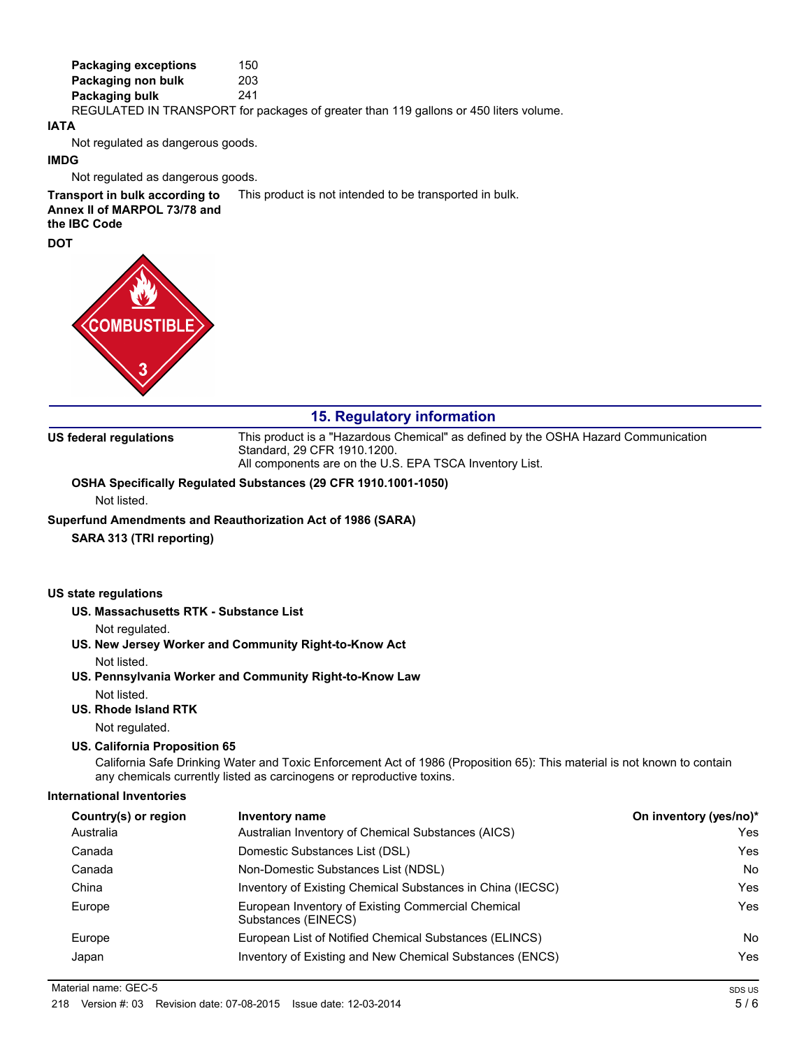**Packaging exceptions** 150
**Packaging non bulk** 203
**Packaging bulk** 241

REGULATED IN TRANSPORT for packages of greater than 119 gallons or 450 liters volume.

**IATA**

Not regulated as dangerous goods.

**IMDG**

Not regulated as dangerous goods.

**Transport in bulk according to Annex II of MARPOL 73/78 and the IBC Code** This product is not intended to be transported in bulk.

**DOT**

COMBUSTIBLE
3

## 15. Regulatory information

**US federal regulations** This product is a "Hazardous Chemical" as defined by the OSHA Hazard Communication Standard, 29 CFR 1910.1200.
All components are on the U.S. EPA TSCA Inventory List.

**OSHA Specifically Regulated Substances (29 CFR 1910.1001-1050)**

Not listed.

**Superfund Amendments and Reauthorization Act of 1986 (SARA)**

**SARA 313 (TRI reporting)**

**US state regulations**

**US. Massachusetts RTK - Substance List**

Not regulated.

**US. New Jersey Worker and Community Right-to-Know Act**

Not listed.

**US. Pennsylvania Worker and Community Right-to-Know Law**

Not listed.

**US. Rhode Island RTK**

Not regulated.

**US. California Proposition 65**

California Safe Drinking Water and Toxic Enforcement Act of 1986 (Proposition 65): This material is not known to contain any chemicals currently listed as carcinogens or reproductive toxins.

**International Inventories**

| Country(s) or region | Inventory name | On inventory (yes/no)* |
|---|---|---|
| Australia | Australian Inventory of Chemical Substances (AICS) | Yes |
| Canada | Domestic Substances List (DSL) | Yes |
| Canada | Non-Domestic Substances List (NDSL) | No |
| China | Inventory of Existing Chemical Substances in China (IECSC) | Yes |
| Europe | European Inventory of Existing Commercial Chemical Substances (EINECS) | Yes |
| Europe | European List of Notified Chemical Substances (ELINCS) | No |
| Japan | Inventory of Existing and New Chemical Substances (ENCS) | Yes |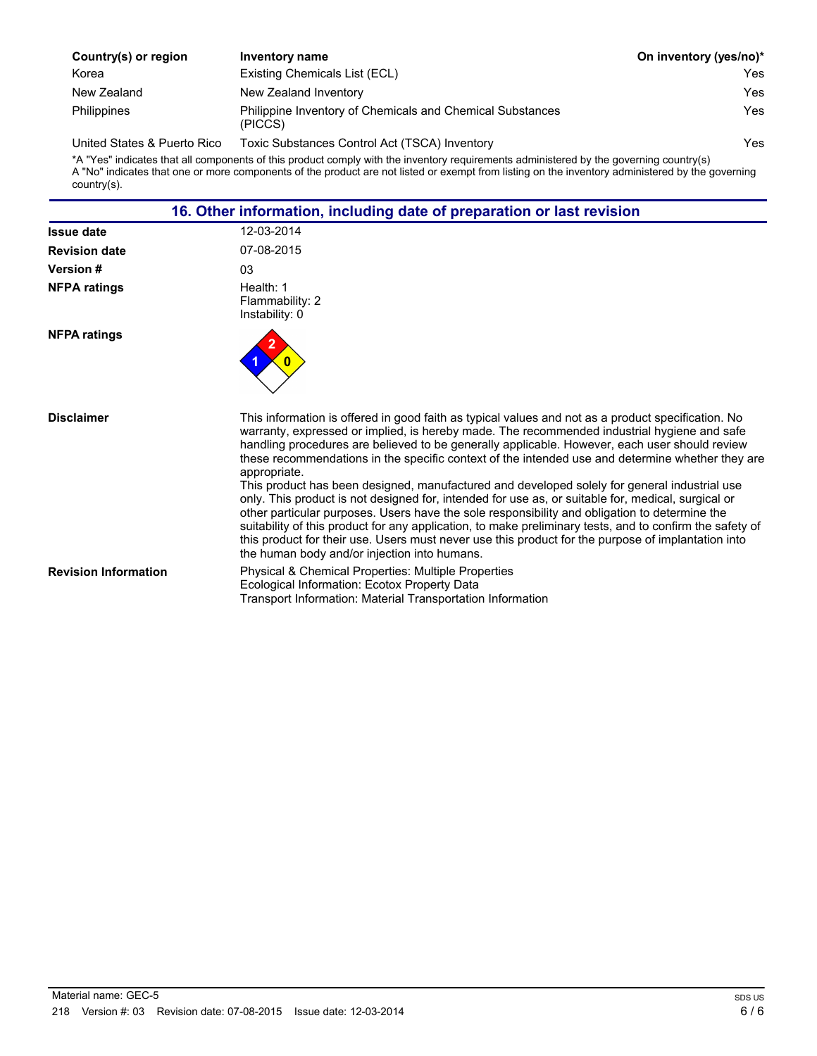| Country(s) or region | Inventory name | On inventory (yes/no)* |
| --- | --- | --- |
| Korea | Existing Chemicals List (ECL) | Yes |
| New Zealand | New Zealand Inventory | Yes |
| Philippines | Philippine Inventory of Chemicals and Chemical Substances (PICCS) | Yes |
| United States & Puerto Rico | Toxic Substances Control Act (TSCA) Inventory | Yes |

*A "Yes" indicates that all components of this product comply with the inventory requirements administered by the governing country(s)
A "No" indicates that one or more components of the product are not listed or exempt from listing on the inventory administered by the governing country(s).

## 16. Other information, including date of preparation or last revision

**Issue date** 12-03-2014

**Revision date** 07-08-2015

**Version #** 03

**NFPA ratings**
Health: 1
Flammability: 2
Instability: 0

**NFPA ratings**

2
1 0

**Disclaimer**

This information is offered in good faith as typical values and not as a product specification. No warranty, expressed or implied, is hereby made. The recommended industrial hygiene and safe handling procedures are believed to be generally applicable. However, each user should review these recommendations in the specific context of the intended use and determine whether they are appropriate.
This product has been designed, manufactured and developed solely for general industrial use only. This product is not designed for, intended for use as, or suitable for, medical, surgical or other particular purposes. Users have the sole responsibility and obligation to determine the suitability of this product for any application, to make preliminary tests, and to confirm the safety of this product for their use. Users must never use this product for the purpose of implantation into the human body and/or injection into humans.

**Revision Information**

Physical & Chemical Properties: Multiple Properties
Ecological Information: Ecotox Property Data
Transport Information: Material Transportation Information